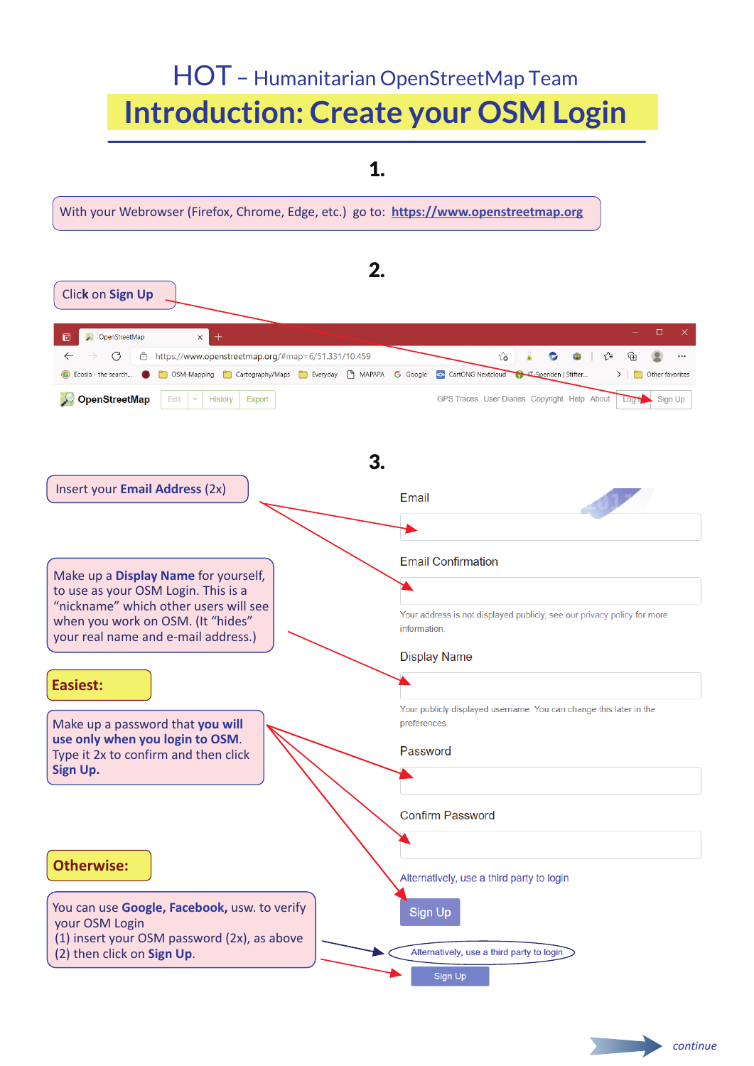# HOT – Humanitarian OpenStreetMap Team

# Introduction: Create your OSM Login

## 1.

With your Webrowser (Firefox, Chrome, Edge, etc.) go to: **https://www.openstreetmap.org**

## 2.

Click on **Sign Up**

## 3.

Insert your **Email Address** (2x)

Make up a **Display Name** for yourself, to use as your OSM Login. This is a "nickname" which other users will see when you work on OSM. (It "hides" your real name and e-mail address.)

**Easiest:**

Make up a password that **you will use only when you login to OSM**. Type it 2x to confirm and then click **Sign Up.**

**Otherwise:**

You can use **Google, Facebook,** usw. to verify your OSM Login
(1) insert your OSM password (2x), as above
(2) then click on **Sign Up**.

Email

Email Confirmation

Your address is not displayed publicly, see our privacy policy for more information.

Display Name

Your publicly displayed username. You can change this later in the preferences.

Password

Confirm Password

Alternatively, use a third party to login

Sign Up

*continue*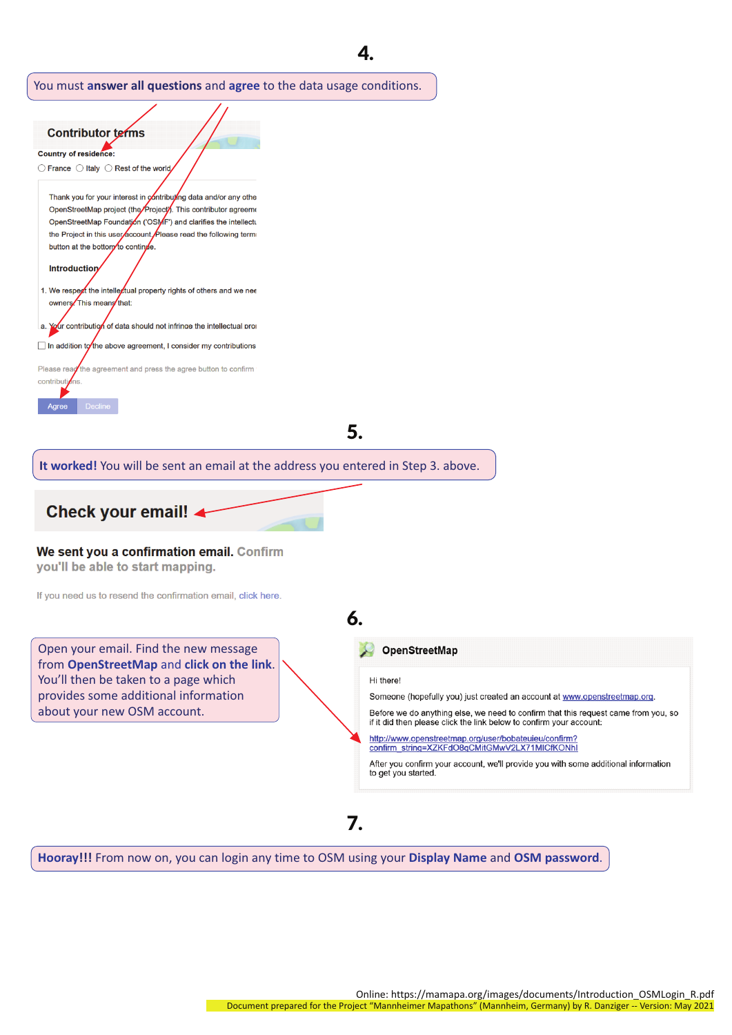## 4.

You must **answer all questions** and **agree** to the data usage conditions.

**Contributor terms**

**Country of residence:**

○ France ○ Italy ○ Rest of the world

Thank you for your interest in contributing data and/or any othe OpenStreetMap project (the Project). This contributor agreeme OpenStreetMap Foundation ('OSMF') and clarifies the intellectu the Project in this user account. Please read the following term button at the bottom to continue.

**Introduction**

1. We respect the intellectual property rights of others and we nee owners. This means that:

a. Your contribution of data should not infringe the intellectual pro

☐ In addition to the above agreement, I consider my contributions

Please read the agreement and press the agree button to confirm contributions.

Agree Decline

## 5.

**It worked!** You will be sent an email at the address you entered in Step 3. above.

**Check your email!**

**We sent you a confirmation email.** Confirm you'll be able to start mapping.

If you need us to resend the confirmation email, click here.

## 6.

Open your email. Find the new message from **OpenStreetMap** and **click on the link**. You'll then be taken to a page which provides some additional information about your new OSM account.

**OpenStreetMap**

Hi there!

Someone (hopefully you) just created an account at www.openstreetmap.org.

Before we do anything else, we need to confirm that this request came from you, so if it did then please click the link below to confirm your account:

http://www.openstreetmap.org/user/bobateuieu/confirm?confirm_string=XZKFdO8qCMitGMwV2LX71MICfKONhl

After you confirm your account, we'll provide you with some additional information to get you started.

## 7.

**Hooray!!!** From now on, you can login any time to OSM using your **Display Name** and **OSM password**.

Online: https://mamapa.org/images/documents/Introduction_OSMLogin_R.pdf

Document prepared for the Project "Mannheimer Mapathons" (Mannheim, Germany) by R. Danziger -- Version: May 2021